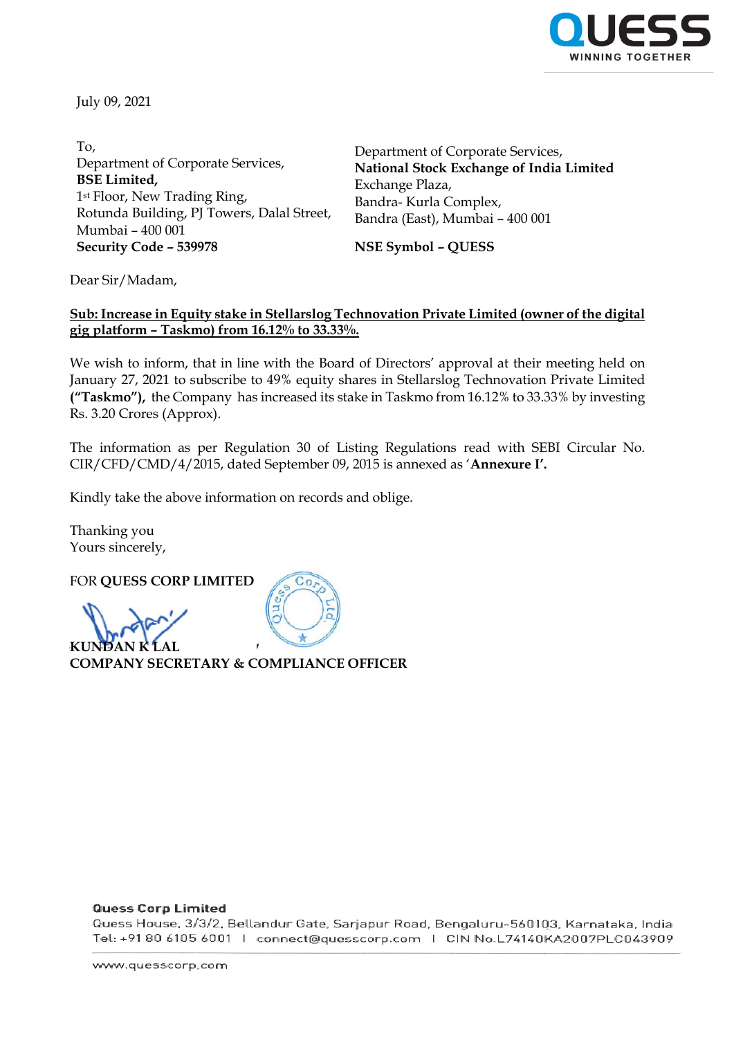July 09, 2021

To,
Department of Corporate Services,
**BSE Limited,**
1st Floor, New Trading Ring,
Rotunda Building, PJ Towers, Dalal Street,
Mumbai – 400 001
**Security Code – 539978**

Department of Corporate Services,
**National Stock Exchange of India Limited**
Exchange Plaza,
Bandra- Kurla Complex,
Bandra (East), Mumbai – 400 001

**NSE Symbol – QUESS**

Dear Sir/Madam,

**Sub: Increase in Equity stake in Stellarslog Technovation Private Limited (owner of the digital gig platform – Taskmo) from 16.12% to 33.33%.**

We wish to inform, that in line with the Board of Directors' approval at their meeting held on January 27, 2021 to subscribe to 49% equity shares in Stellarslog Technovation Private Limited **("Taskmo"),** the Company has increased its stake in Taskmo from 16.12% to 33.33% by investing Rs. 3.20 Crores (Approx).

The information as per Regulation 30 of Listing Regulations read with SEBI Circular No. CIR/CFD/CMD/4/2015, dated September 09, 2015 is annexed as '**Annexure I'.**

Kindly take the above information on records and oblige.

Thanking you
Yours sincerely,

FOR **QUESS CORP LIMITED**

**KUNDAN K LAL**
**COMPANY SECRETARY & COMPLIANCE OFFICER**

**Quess Corp Limited**
Quess House, 3/3/2, Bellandur Gate, Sarjapur Road, Bengaluru-560103, Karnataka, India
Tel: +91 80 6105 6001 | connect@quesscorp.com | CIN No.L74140KA2007PLC043909

www.quesscorp.com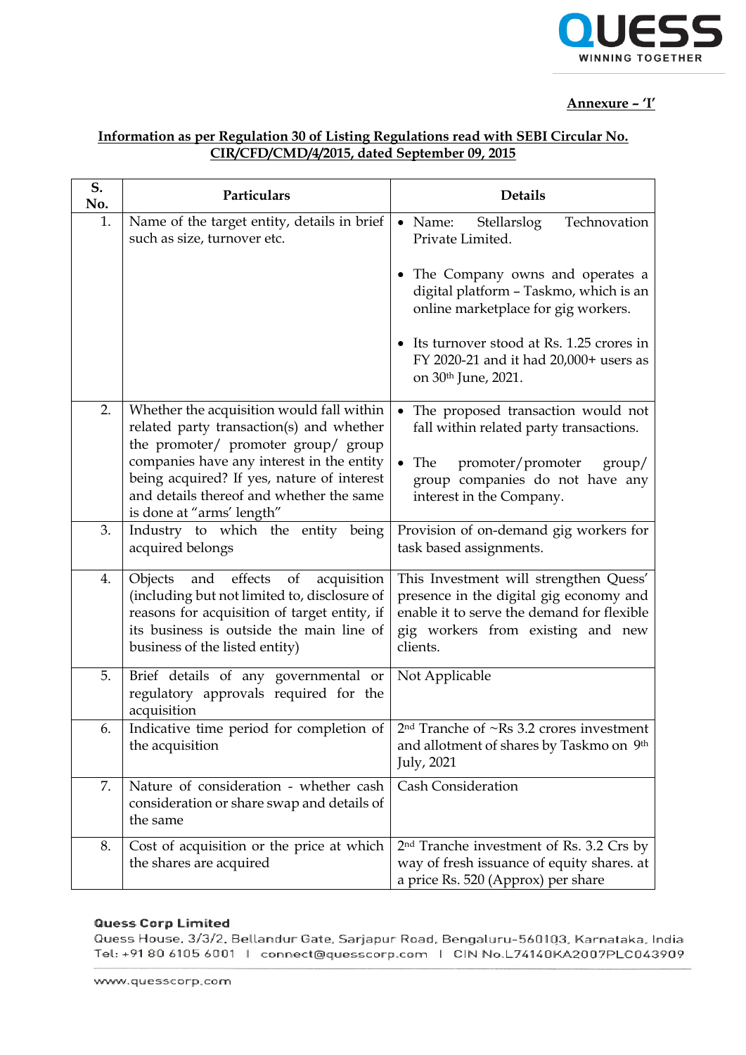**Annexure – 'I'**

**Information as per Regulation 30 of Listing Regulations read with SEBI Circular No. CIR/CFD/CMD/4/2015, dated September 09, 2015**

| S. No. | Particulars | Details |
|---|---|---|
| 1. | Name of the target entity, details in brief such as size, turnover etc. | • Name: Stellarslog Technovation Private Limited.<br><br>• The Company owns and operates a digital platform – Taskmo, which is an online marketplace for gig workers.<br><br>• Its turnover stood at Rs. 1.25 crores in FY 2020-21 and it had 20,000+ users as on 30th June, 2021. |
| 2. | Whether the acquisition would fall within related party transaction(s) and whether the promoter/ promoter group/ group companies have any interest in the entity being acquired? If yes, nature of interest and details thereof and whether the same is done at "arms' length" | • The proposed transaction would not fall within related party transactions.<br><br>• The promoter/promoter group/ group companies do not have any interest in the Company. |
| 3. | Industry to which the entity being acquired belongs | Provision of on-demand gig workers for task based assignments. |
| 4. | Objects and effects of acquisition (including but not limited to, disclosure of reasons for acquisition of target entity, if its business is outside the main line of business of the listed entity) | This Investment will strengthen Quess' presence in the digital gig economy and enable it to serve the demand for flexible gig workers from existing and new clients. |
| 5. | Brief details of any governmental or regulatory approvals required for the acquisition | Not Applicable |
| 6. | Indicative time period for completion of the acquisition | 2nd Tranche of ~Rs 3.2 crores investment and allotment of shares by Taskmo on 9th July, 2021 |
| 7. | Nature of consideration - whether cash consideration or share swap and details of the same | Cash Consideration |
| 8. | Cost of acquisition or the price at which the shares are acquired | 2nd Tranche investment of Rs. 3.2 Crs by way of fresh issuance of equity shares. at a price Rs. 520 (Approx) per share |

**Quess Corp Limited**
Quess House, 3/3/2, Bellandur Gate, Sarjapur Road, Bengaluru-560103, Karnataka, India
Tel: +91 80 6105 6001 | connect@quesscorp.com | CIN No.L74140KA2007PLC043909

www.quesscorp.com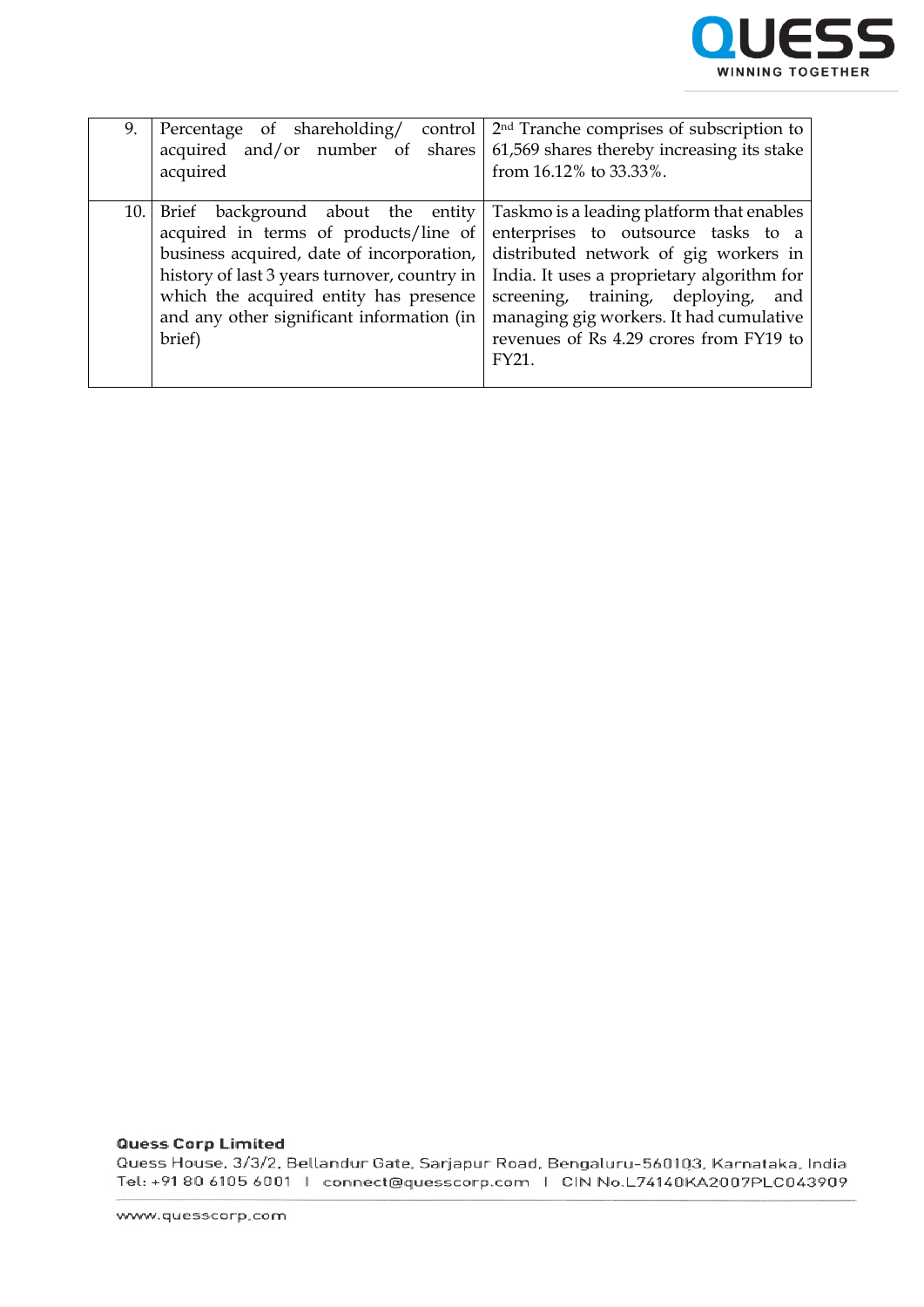| | | |
|---|---|---|
| 9. | Percentage of shareholding/ control acquired and/or number of shares acquired | 2nd Tranche comprises of subscription to 61,569 shares thereby increasing its stake from 16.12% to 33.33%. |
| 10. | Brief background about the entity acquired in terms of products/line of business acquired, date of incorporation, history of last 3 years turnover, country in which the acquired entity has presence and any other significant information (in brief) | Taskmo is a leading platform that enables enterprises to outsource tasks to a distributed network of gig workers in India. It uses a proprietary algorithm for screening, training, deploying, and managing gig workers. It had cumulative revenues of Rs 4.29 crores from FY19 to FY21. |